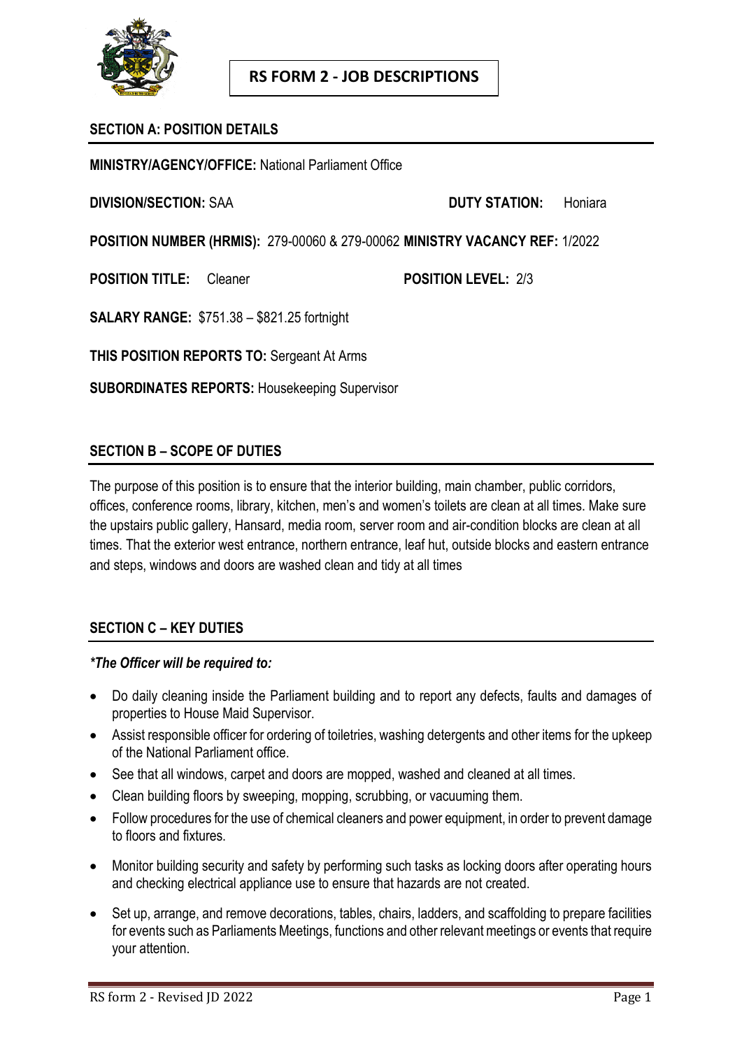# RS FORM 2 - JOB DESCRIPTIONS

## SECTION A: POSITION DETAILS

**MINISTRY/AGENCY/OFFICE:** National Parliament Office

**DIVISION/SECTION:** SAA **DUTY STATION:** Honiara

**POSITION NUMBER (HRMIS):** 279-00060 & 279-00062 **MINISTRY VACANCY REF:** 1/2022

**POSITION TITLE:** Cleaner **POSITION LEVEL:** 2/3

**SALARY RANGE:** $751.38 – $821.25 fortnight

**THIS POSITION REPORTS TO:** Sergeant At Arms

**SUBORDINATES REPORTS:** Housekeeping Supervisor

## SECTION B – SCOPE OF DUTIES

The purpose of this position is to ensure that the interior building, main chamber, public corridors, offices, conference rooms, library, kitchen, men's and women's toilets are clean at all times. Make sure the upstairs public gallery, Hansard, media room, server room and air-condition blocks are clean at all times. That the exterior west entrance, northern entrance, leaf hut, outside blocks and eastern entrance and steps, windows and doors are washed clean and tidy at all times

## SECTION C – KEY DUTIES

***The Officer will be required to:***

- Do daily cleaning inside the Parliament building and to report any defects, faults and damages of properties to House Maid Supervisor.
- Assist responsible officer for ordering of toiletries, washing detergents and other items for the upkeep of the National Parliament office.
- See that all windows, carpet and doors are mopped, washed and cleaned at all times.
- Clean building floors by sweeping, mopping, scrubbing, or vacuuming them.
- Follow procedures for the use of chemical cleaners and power equipment, in order to prevent damage to floors and fixtures.
- Monitor building security and safety by performing such tasks as locking doors after operating hours and checking electrical appliance use to ensure that hazards are not created.
- Set up, arrange, and remove decorations, tables, chairs, ladders, and scaffolding to prepare facilities for events such as Parliaments Meetings, functions and other relevant meetings or events that require your attention.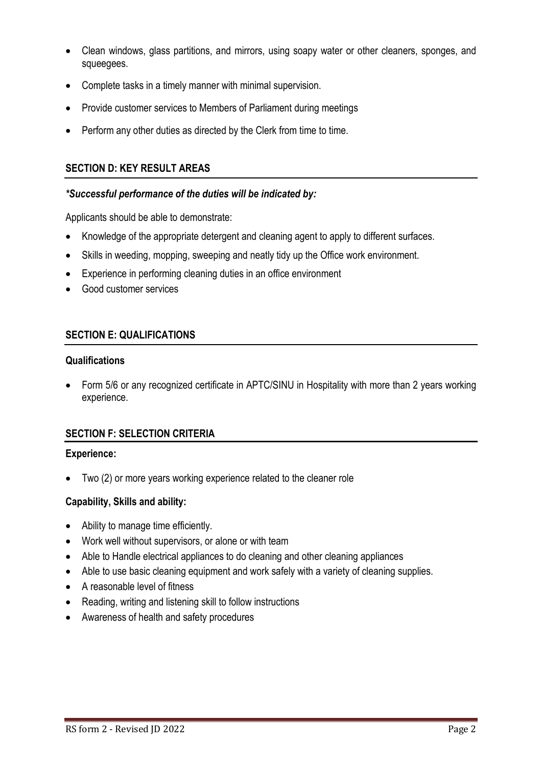- Clean windows, glass partitions, and mirrors, using soapy water or other cleaners, sponges, and squeegees.
- Complete tasks in a timely manner with minimal supervision.
- Provide customer services to Members of Parliament during meetings
- Perform any other duties as directed by the Clerk from time to time.

## SECTION D: KEY RESULT AREAS

***Successful performance of the duties will be indicated by:***

Applicants should be able to demonstrate:

- Knowledge of the appropriate detergent and cleaning agent to apply to different surfaces.
- Skills in weeding, mopping, sweeping and neatly tidy up the Office work environment.
- Experience in performing cleaning duties in an office environment
- Good customer services

## SECTION E: QUALIFICATIONS

**Qualifications**

- Form 5/6 or any recognized certificate in APTC/SINU in Hospitality with more than 2 years working experience.

## SECTION F: SELECTION CRITERIA

**Experience:**

- Two (2) or more years working experience related to the cleaner role

**Capability, Skills and ability:**

- Ability to manage time efficiently.
- Work well without supervisors, or alone or with team
- Able to Handle electrical appliances to do cleaning and other cleaning appliances
- Able to use basic cleaning equipment and work safely with a variety of cleaning supplies.
- A reasonable level of fitness
- Reading, writing and listening skill to follow instructions
- Awareness of health and safety procedures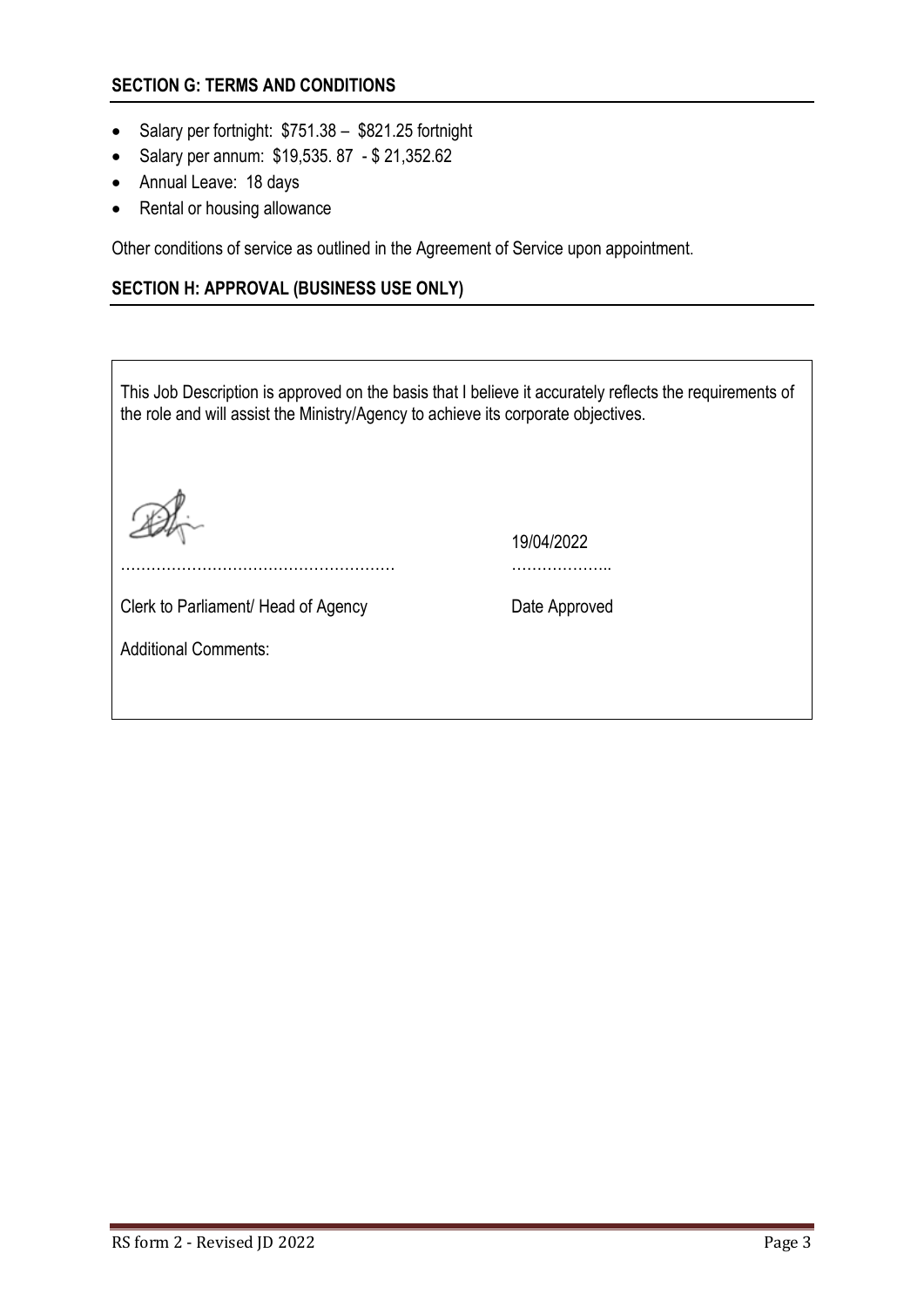## SECTION G: TERMS AND CONDITIONS

- Salary per fortnight: $751.38 – $821.25 fortnight
- Salary per annum: $19,535. 87 - $ 21,352.62
- Annual Leave: 18 days
- Rental or housing allowance

Other conditions of service as outlined in the Agreement of Service upon appointment.

## SECTION H: APPROVAL (BUSINESS USE ONLY)

This Job Description is approved on the basis that I believe it accurately reflects the requirements of the role and will assist the Ministry/Agency to achieve its corporate objectives.

……………………………………………… 19/04/2022

Clerk to Parliament/ Head of Agency Date Approved

Additional Comments: